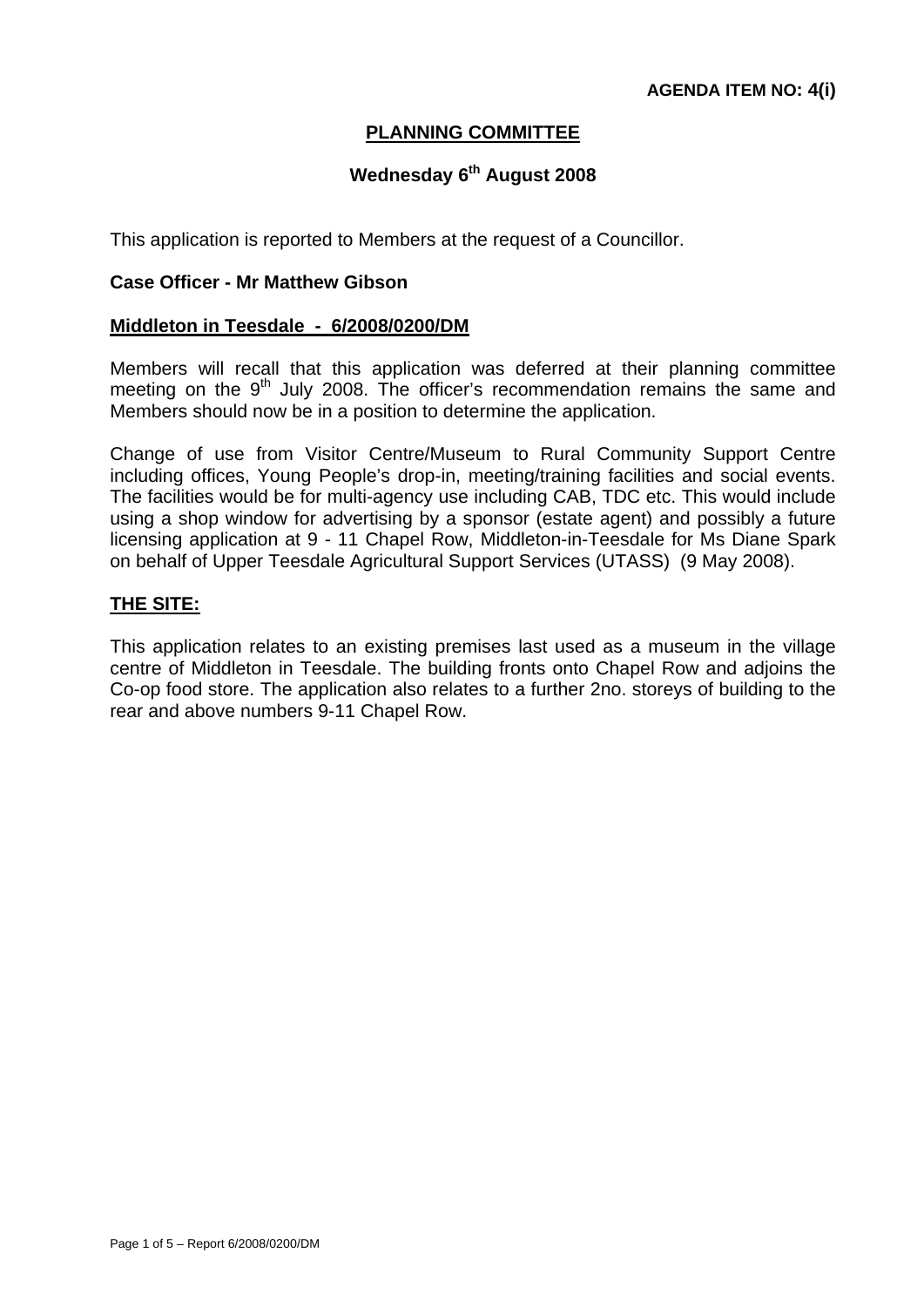**AGENDA ITEM NO: 4(i)**

# PLANNING COMMITTEE

## Wednesday 6th August 2008

This application is reported to Members at the request of a Councillor.

**Case Officer - Mr Matthew Gibson**

**Middleton in Teesdale - 6/2008/0200/DM**

Members will recall that this application was deferred at their planning committee meeting on the 9th July 2008. The officer's recommendation remains the same and Members should now be in a position to determine the application.

Change of use from Visitor Centre/Museum to Rural Community Support Centre including offices, Young People's drop-in, meeting/training facilities and social events. The facilities would be for multi-agency use including CAB, TDC etc. This would include using a shop window for advertising by a sponsor (estate agent) and possibly a future licensing application at 9 - 11 Chapel Row, Middleton-in-Teesdale for Ms Diane Spark on behalf of Upper Teesdale Agricultural Support Services (UTASS) (9 May 2008).

**THE SITE:**

This application relates to an existing premises last used as a museum in the village centre of Middleton in Teesdale. The building fronts onto Chapel Row and adjoins the Co-op food store. The application also relates to a further 2no. storeys of building to the rear and above numbers 9-11 Chapel Row.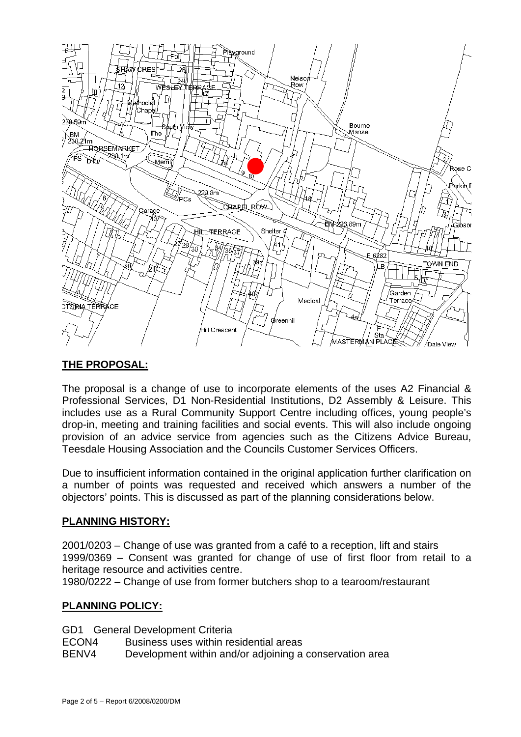## THE PROPOSAL:

The proposal is a change of use to incorporate elements of the uses A2 Financial & Professional Services, D1 Non-Residential Institutions, D2 Assembly & Leisure. This includes use as a Rural Community Support Centre including offices, young people's drop-in, meeting and training facilities and social events. This will also include ongoing provision of an advice service from agencies such as the Citizens Advice Bureau, Teesdale Housing Association and the Councils Customer Services Officers.

Due to insufficient information contained in the original application further clarification on a number of points was requested and received which answers a number of the objectors' points. This is discussed as part of the planning considerations below.

## PLANNING HISTORY:

2001/0203 – Change of use was granted from a café to a reception, lift and stairs
1999/0369 – Consent was granted for change of use of first floor from retail to a heritage resource and activities centre.
1980/0222 – Change of use from former butchers shop to a tearoom/restaurant

## PLANNING POLICY:

GD1 General Development Criteria
ECON4 Business uses within residential areas
BENV4 Development within and/or adjoining a conservation area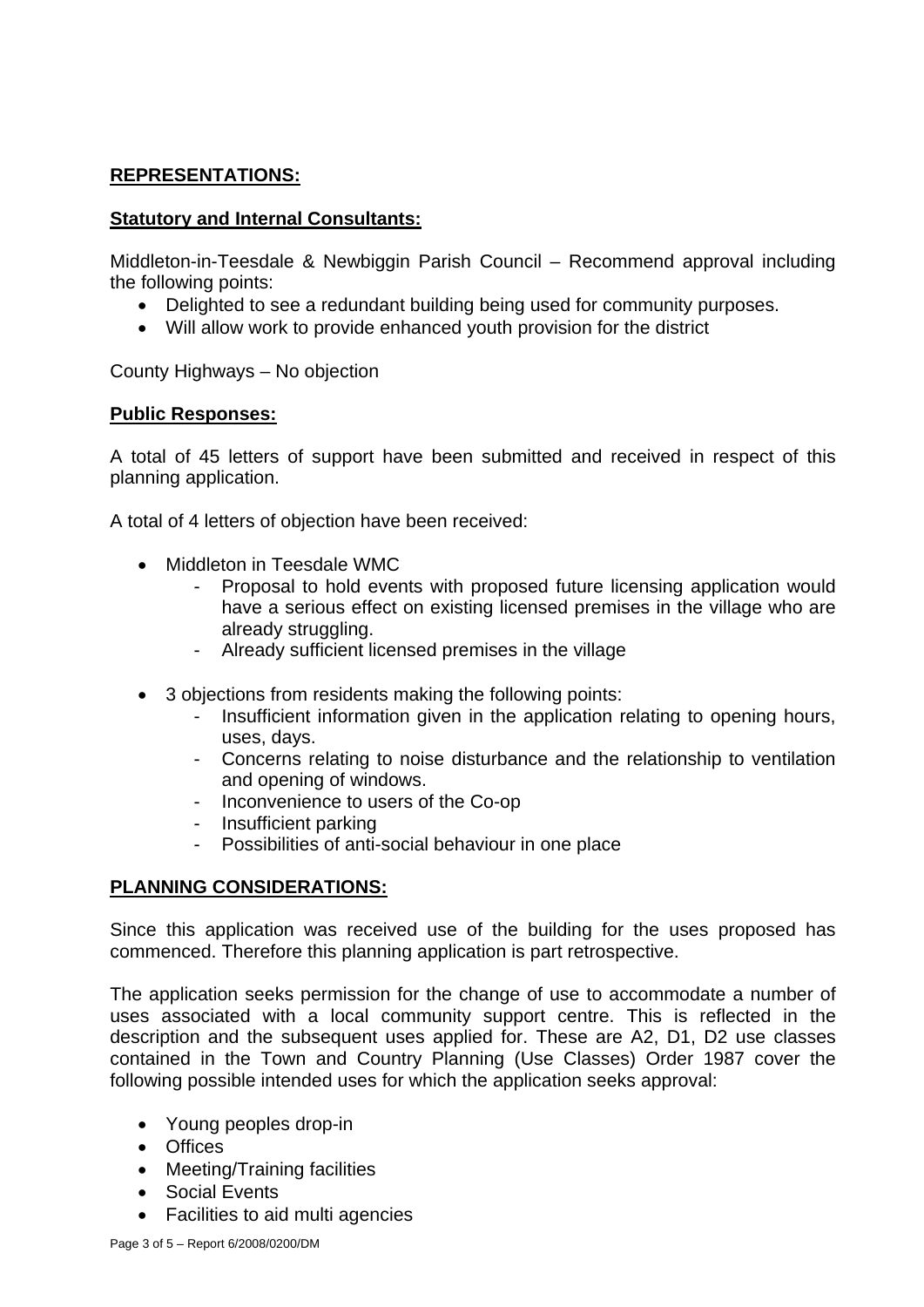**REPRESENTATIONS:**

**Statutory and Internal Consultants:**

Middleton-in-Teesdale & Newbiggin Parish Council – Recommend approval including the following points:

- Delighted to see a redundant building being used for community purposes.
- Will allow work to provide enhanced youth provision for the district

County Highways – No objection

**Public Responses:**

A total of 45 letters of support have been submitted and received in respect of this planning application.

A total of 4 letters of objection have been received:

- Middleton in Teesdale WMC
  - Proposal to hold events with proposed future licensing application would have a serious effect on existing licensed premises in the village who are already struggling.
  - Already sufficient licensed premises in the village

- 3 objections from residents making the following points:
  - Insufficient information given in the application relating to opening hours, uses, days.
  - Concerns relating to noise disturbance and the relationship to ventilation and opening of windows.
  - Inconvenience to users of the Co-op
  - Insufficient parking
  - Possibilities of anti-social behaviour in one place

**PLANNING CONSIDERATIONS:**

Since this application was received use of the building for the uses proposed has commenced. Therefore this planning application is part retrospective.

The application seeks permission for the change of use to accommodate a number of uses associated with a local community support centre. This is reflected in the description and the subsequent uses applied for. These are A2, D1, D2 use classes contained in the Town and Country Planning (Use Classes) Order 1987 cover the following possible intended uses for which the application seeks approval:

- Young peoples drop-in
- Offices
- Meeting/Training facilities
- Social Events
- Facilities to aid multi agencies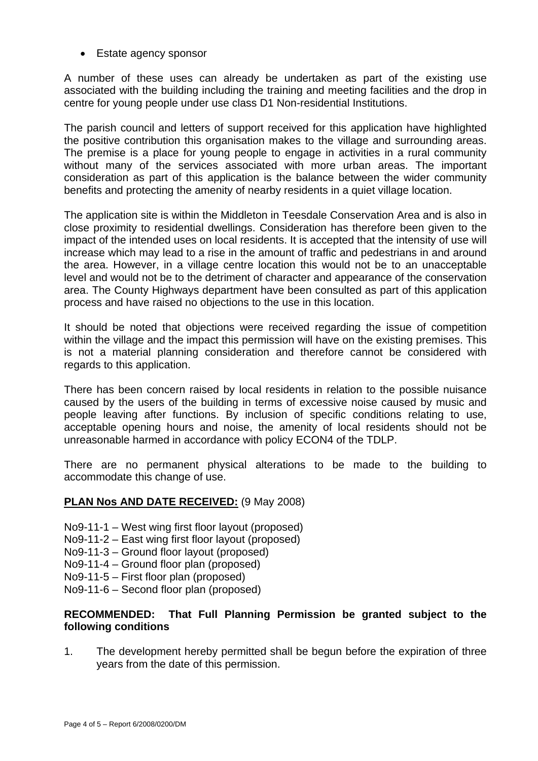- Estate agency sponsor

A number of these uses can already be undertaken as part of the existing use associated with the building including the training and meeting facilities and the drop in centre for young people under use class D1 Non-residential Institutions.

The parish council and letters of support received for this application have highlighted the positive contribution this organisation makes to the village and surrounding areas. The premise is a place for young people to engage in activities in a rural community without many of the services associated with more urban areas. The important consideration as part of this application is the balance between the wider community benefits and protecting the amenity of nearby residents in a quiet village location.

The application site is within the Middleton in Teesdale Conservation Area and is also in close proximity to residential dwellings. Consideration has therefore been given to the impact of the intended uses on local residents. It is accepted that the intensity of use will increase which may lead to a rise in the amount of traffic and pedestrians in and around the area. However, in a village centre location this would not be to an unacceptable level and would not be to the detriment of character and appearance of the conservation area. The County Highways department have been consulted as part of this application process and have raised no objections to the use in this location.

It should be noted that objections were received regarding the issue of competition within the village and the impact this permission will have on the existing premises. This is not a material planning consideration and therefore cannot be considered with regards to this application.

There has been concern raised by local residents in relation to the possible nuisance caused by the users of the building in terms of excessive noise caused by music and people leaving after functions. By inclusion of specific conditions relating to use, acceptable opening hours and noise, the amenity of local residents should not be unreasonable harmed in accordance with policy ECON4 of the TDLP.

There are no permanent physical alterations to be made to the building to accommodate this change of use.

**PLAN Nos AND DATE RECEIVED:** (9 May 2008)

No9-11-1 – West wing first floor layout (proposed)
No9-11-2 – East wing first floor layout (proposed)
No9-11-3 – Ground floor layout (proposed)
No9-11-4 – Ground floor plan (proposed)
No9-11-5 – First floor plan (proposed)
No9-11-6 – Second floor plan (proposed)

**RECOMMENDED: That Full Planning Permission be granted subject to the following conditions**

1. The development hereby permitted shall be begun before the expiration of three years from the date of this permission.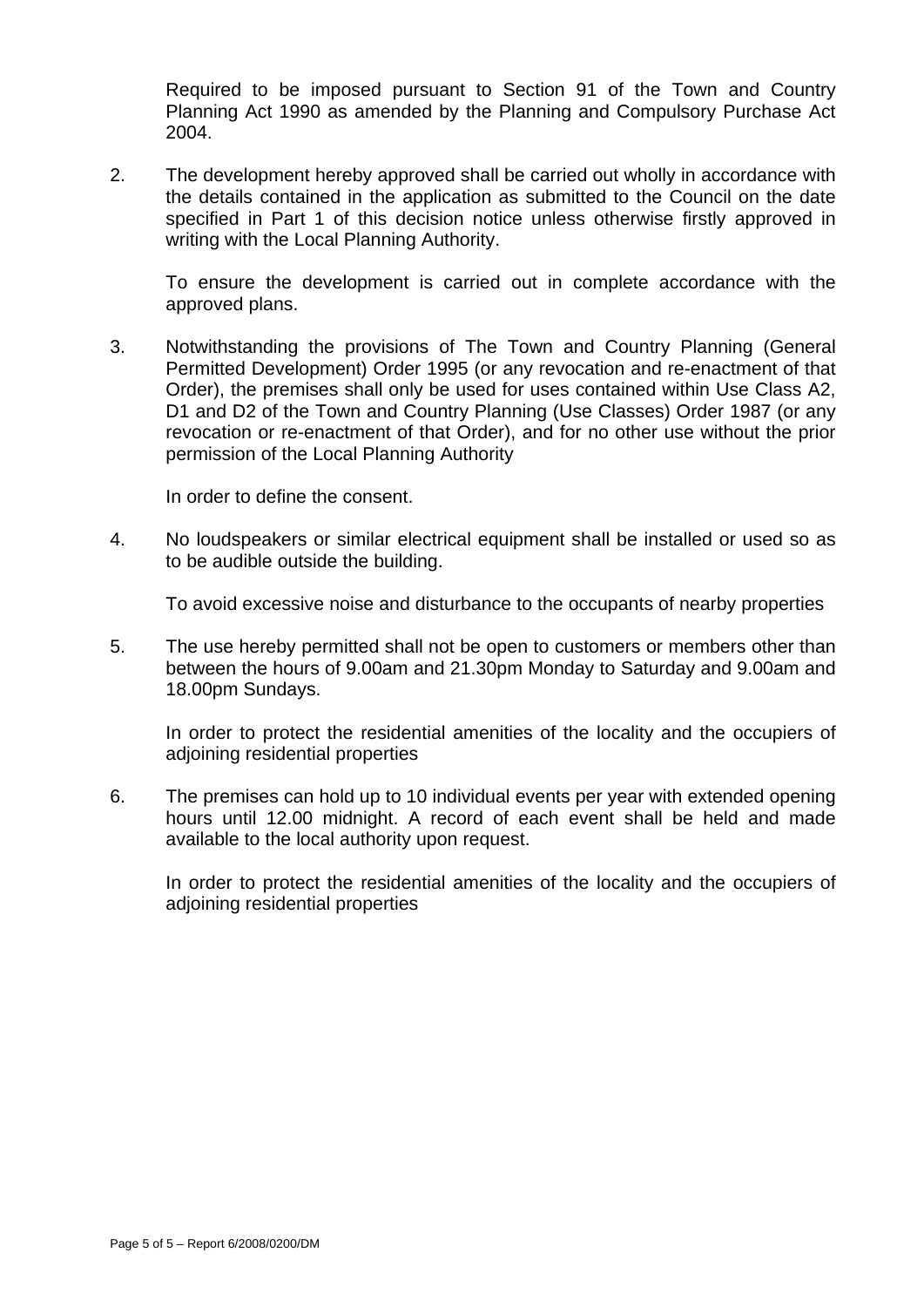Required to be imposed pursuant to Section 91 of the Town and Country Planning Act 1990 as amended by the Planning and Compulsory Purchase Act 2004.

2. The development hereby approved shall be carried out wholly in accordance with the details contained in the application as submitted to the Council on the date specified in Part 1 of this decision notice unless otherwise firstly approved in writing with the Local Planning Authority.

   To ensure the development is carried out in complete accordance with the approved plans.

3. Notwithstanding the provisions of The Town and Country Planning (General Permitted Development) Order 1995 (or any revocation and re-enactment of that Order), the premises shall only be used for uses contained within Use Class A2, D1 and D2 of the Town and Country Planning (Use Classes) Order 1987 (or any revocation or re-enactment of that Order), and for no other use without the prior permission of the Local Planning Authority

   In order to define the consent.

4. No loudspeakers or similar electrical equipment shall be installed or used so as to be audible outside the building.

   To avoid excessive noise and disturbance to the occupants of nearby properties

5. The use hereby permitted shall not be open to customers or members other than between the hours of 9.00am and 21.30pm Monday to Saturday and 9.00am and 18.00pm Sundays.

   In order to protect the residential amenities of the locality and the occupiers of adjoining residential properties

6. The premises can hold up to 10 individual events per year with extended opening hours until 12.00 midnight. A record of each event shall be held and made available to the local authority upon request.

   In order to protect the residential amenities of the locality and the occupiers of adjoining residential properties